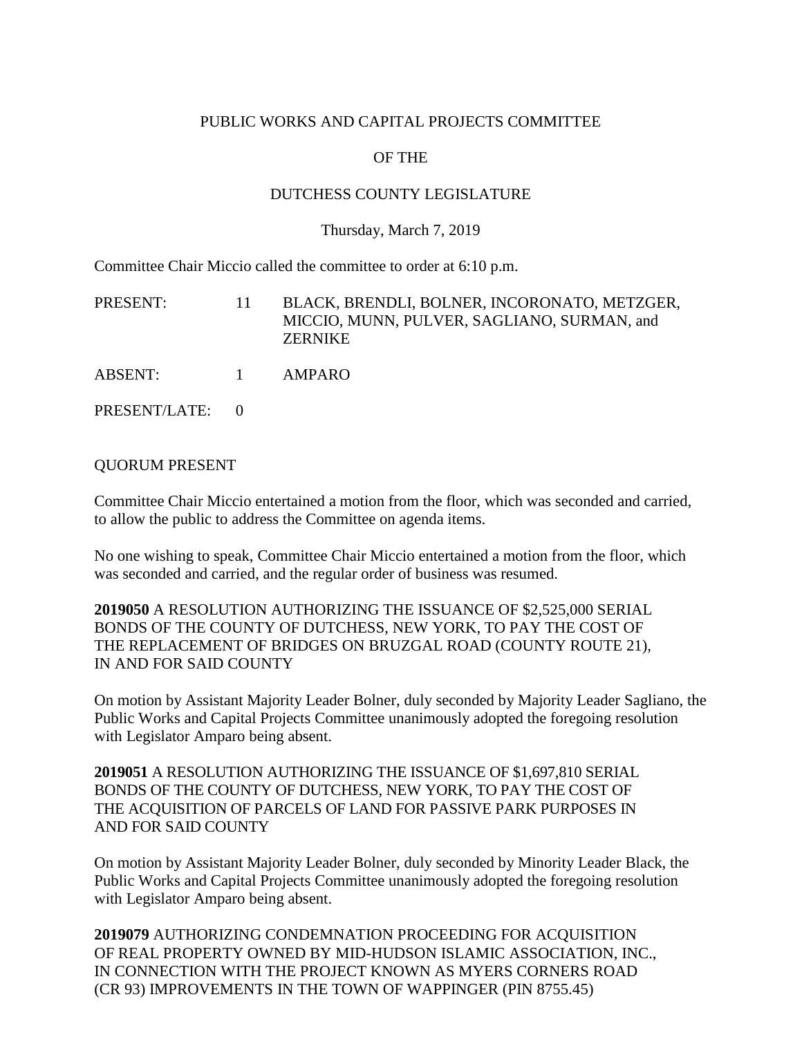PUBLIC WORKS AND CAPITAL PROJECTS COMMITTEE

OF THE

DUTCHESS COUNTY LEGISLATURE

Thursday, March 7, 2019

Committee Chair Miccio called the committee to order at 6:10 p.m.

PRESENT: 11 BLACK, BRENDLI, BOLNER, INCORONATO, METZGER, MICCIO, MUNN, PULVER, SAGLIANO, SURMAN, and ZERNIKE

ABSENT: 1 AMPARO

PRESENT/LATE: 0

QUORUM PRESENT

Committee Chair Miccio entertained a motion from the floor, which was seconded and carried, to allow the public to address the Committee on agenda items.

No one wishing to speak, Committee Chair Miccio entertained a motion from the floor, which was seconded and carried, and the regular order of business was resumed.

**2019050** A RESOLUTION AUTHORIZING THE ISSUANCE OF $2,525,000 SERIAL BONDS OF THE COUNTY OF DUTCHESS, NEW YORK, TO PAY THE COST OF THE REPLACEMENT OF BRIDGES ON BRUZGAL ROAD (COUNTY ROUTE 21), IN AND FOR SAID COUNTY

On motion by Assistant Majority Leader Bolner, duly seconded by Majority Leader Sagliano, the Public Works and Capital Projects Committee unanimously adopted the foregoing resolution with Legislator Amparo being absent.

**2019051** A RESOLUTION AUTHORIZING THE ISSUANCE OF $1,697,810 SERIAL BONDS OF THE COUNTY OF DUTCHESS, NEW YORK, TO PAY THE COST OF THE ACQUISITION OF PARCELS OF LAND FOR PASSIVE PARK PURPOSES IN AND FOR SAID COUNTY

On motion by Assistant Majority Leader Bolner, duly seconded by Minority Leader Black, the Public Works and Capital Projects Committee unanimously adopted the foregoing resolution with Legislator Amparo being absent.

**2019079** AUTHORIZING CONDEMNATION PROCEEDING FOR ACQUISITION OF REAL PROPERTY OWNED BY MID-HUDSON ISLAMIC ASSOCIATION, INC., IN CONNECTION WITH THE PROJECT KNOWN AS MYERS CORNERS ROAD (CR 93) IMPROVEMENTS IN THE TOWN OF WAPPINGER (PIN 8755.45)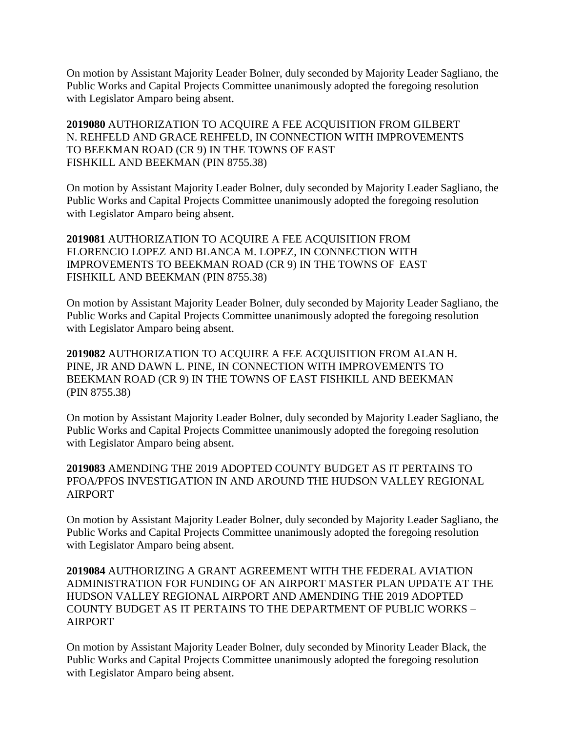On motion by Assistant Majority Leader Bolner, duly seconded by Majority Leader Sagliano, the Public Works and Capital Projects Committee unanimously adopted the foregoing resolution with Legislator Amparo being absent.

**2019080** AUTHORIZATION TO ACQUIRE A FEE ACQUISITION FROM GILBERT N. REHFELD AND GRACE REHFELD, IN CONNECTION WITH IMPROVEMENTS TO BEEKMAN ROAD (CR 9) IN THE TOWNS OF EAST FISHKILL AND BEEKMAN (PIN 8755.38)

On motion by Assistant Majority Leader Bolner, duly seconded by Majority Leader Sagliano, the Public Works and Capital Projects Committee unanimously adopted the foregoing resolution with Legislator Amparo being absent.

**2019081** AUTHORIZATION TO ACQUIRE A FEE ACQUISITION FROM FLORENCIO LOPEZ AND BLANCA M. LOPEZ, IN CONNECTION WITH IMPROVEMENTS TO BEEKMAN ROAD (CR 9) IN THE TOWNS OF EAST FISHKILL AND BEEKMAN (PIN 8755.38)

On motion by Assistant Majority Leader Bolner, duly seconded by Majority Leader Sagliano, the Public Works and Capital Projects Committee unanimously adopted the foregoing resolution with Legislator Amparo being absent.

**2019082** AUTHORIZATION TO ACQUIRE A FEE ACQUISITION FROM ALAN H. PINE, JR AND DAWN L. PINE, IN CONNECTION WITH IMPROVEMENTS TO BEEKMAN ROAD (CR 9) IN THE TOWNS OF EAST FISHKILL AND BEEKMAN (PIN 8755.38)

On motion by Assistant Majority Leader Bolner, duly seconded by Majority Leader Sagliano, the Public Works and Capital Projects Committee unanimously adopted the foregoing resolution with Legislator Amparo being absent.

**2019083** AMENDING THE 2019 ADOPTED COUNTY BUDGET AS IT PERTAINS TO PFOA/PFOS INVESTIGATION IN AND AROUND THE HUDSON VALLEY REGIONAL AIRPORT

On motion by Assistant Majority Leader Bolner, duly seconded by Majority Leader Sagliano, the Public Works and Capital Projects Committee unanimously adopted the foregoing resolution with Legislator Amparo being absent.

**2019084** AUTHORIZING A GRANT AGREEMENT WITH THE FEDERAL AVIATION ADMINISTRATION FOR FUNDING OF AN AIRPORT MASTER PLAN UPDATE AT THE HUDSON VALLEY REGIONAL AIRPORT AND AMENDING THE 2019 ADOPTED COUNTY BUDGET AS IT PERTAINS TO THE DEPARTMENT OF PUBLIC WORKS – AIRPORT

On motion by Assistant Majority Leader Bolner, duly seconded by Minority Leader Black, the Public Works and Capital Projects Committee unanimously adopted the foregoing resolution with Legislator Amparo being absent.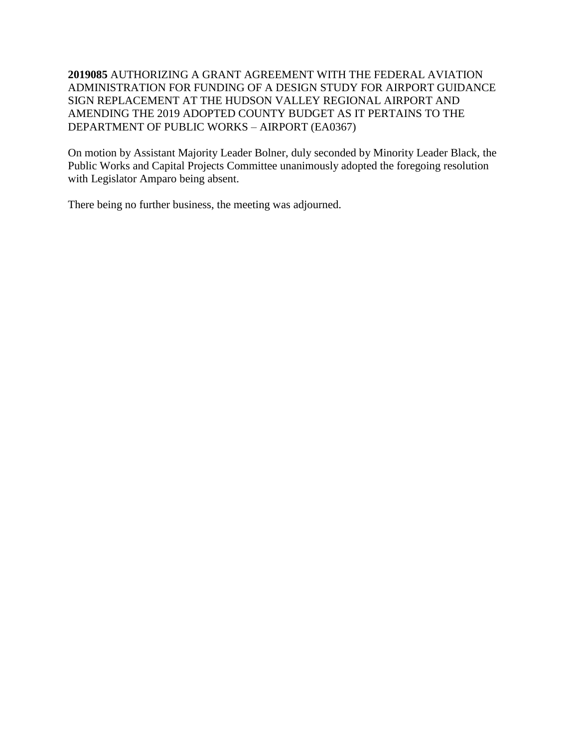**2019085** AUTHORIZING A GRANT AGREEMENT WITH THE FEDERAL AVIATION ADMINISTRATION FOR FUNDING OF A DESIGN STUDY FOR AIRPORT GUIDANCE SIGN REPLACEMENT AT THE HUDSON VALLEY REGIONAL AIRPORT AND AMENDING THE 2019 ADOPTED COUNTY BUDGET AS IT PERTAINS TO THE DEPARTMENT OF PUBLIC WORKS – AIRPORT (EA0367)

On motion by Assistant Majority Leader Bolner, duly seconded by Minority Leader Black, the Public Works and Capital Projects Committee unanimously adopted the foregoing resolution with Legislator Amparo being absent.

There being no further business, the meeting was adjourned.